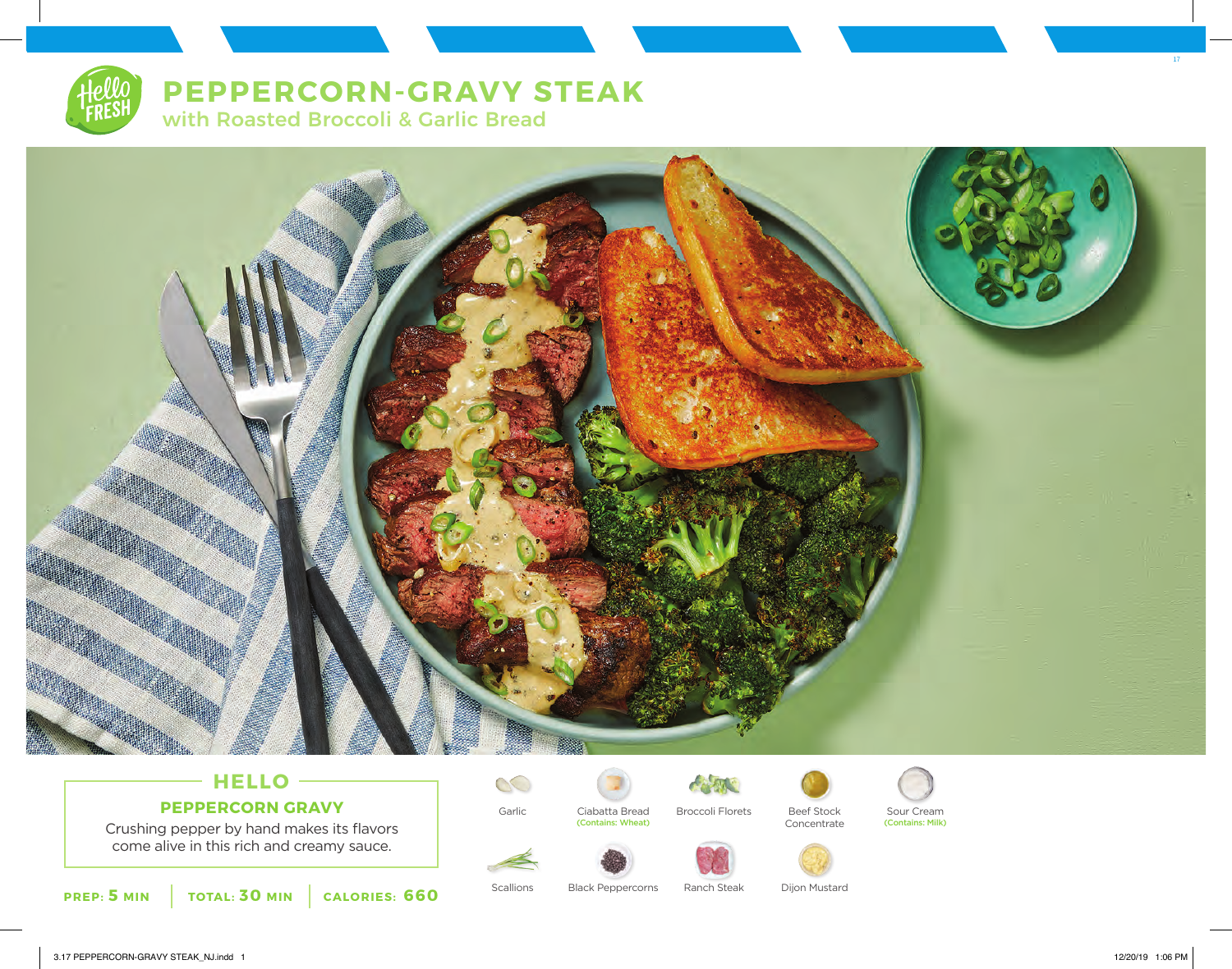# PEPPERCORN-GRAVY STEAK

## with Roasted Broccoli & Garlic Bread

### HELLO

**PEPPERCORN GRAVY**

Crushing pepper by hand makes its flavors come alive in this rich and creamy sauce.

**PREP: 5 MIN** | **TOTAL: 30 MIN** | **CALORIES: 660**

- Garlic
- Ciabatta Bread (Contains: Wheat)
- Broccoli Florets
- Beef Stock Concentrate
- Sour Cream (Contains: Milk)
- Scallions
- Black Peppercorns
- Ranch Steak
- Dijon Mustard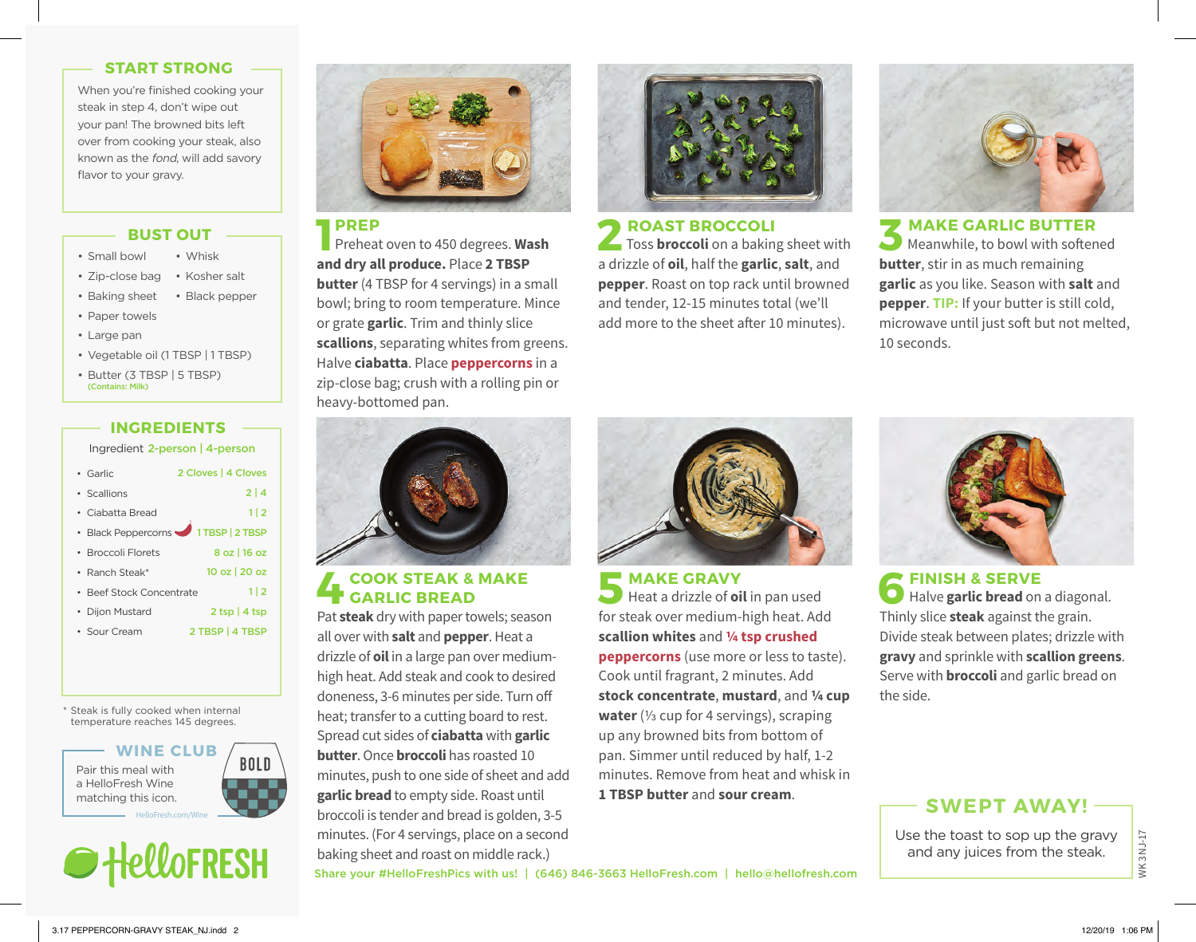## START STRONG

When you're finished cooking your steak in step 4, don't wipe out your pan! The browned bits left over from cooking your steak, also known as the *fond*, will add savory flavor to your gravy.

## BUST OUT

- Small bowl
- Whisk
- Zip-close bag
- Kosher salt
- Baking sheet
- Black pepper
- Paper towels
- Large pan
- Vegetable oil (1 TBSP | 1 TBSP)
- Butter (3 TBSP | 5 TBSP) (Contains: Milk)

## INGREDIENTS

| Ingredient | 2-person \| 4-person |
|---|---|
| Garlic | 2 Cloves \| 4 Cloves |
| Scallions | 2 \| 4 |
| Ciabatta Bread | 1 \| 2 |
| Black Peppercorns | 1 TBSP \| 2 TBSP |
| Broccoli Florets | 8 oz \| 16 oz |
| Ranch Steak* | 10 oz \| 20 oz |
| Beef Stock Concentrate | 1 \| 2 |
| Dijon Mustard | 2 tsp \| 4 tsp |
| Sour Cream | 2 TBSP \| 4 TBSP |

\* Steak is fully cooked when internal temperature reaches 145 degrees.

## WINE CLUB

Pair this meal with a HelloFresh Wine matching this icon.

BOLD

HelloFresh.com/Wine

HelloFRESH

## 1 PREP

Preheat oven to 450 degrees. **Wash and dry all produce.** Place **2 TBSP butter** (4 TBSP for 4 servings) in a small bowl; bring to room temperature. Mince or grate **garlic**. Trim and thinly slice **scallions**, separating whites from greens. Halve **ciabatta**. Place **peppercorns** in a zip-close bag; crush with a rolling pin or heavy-bottomed pan.

## 2 ROAST BROCCOLI

Toss **broccoli** on a baking sheet with a drizzle of **oil**, half the **garlic**, **salt**, and **pepper**. Roast on top rack until browned and tender, 12-15 minutes total (we'll add more to the sheet after 10 minutes).

## 3 MAKE GARLIC BUTTER

Meanwhile, to bowl with softened **butter**, stir in as much remaining **garlic** as you like. Season with **salt** and **pepper**. **TIP:** If your butter is still cold, microwave until just soft but not melted, 10 seconds.

## 4 COOK STEAK & MAKE GARLIC BREAD

Pat **steak** dry with paper towels; season all over with **salt** and **pepper**. Heat a drizzle of **oil** in a large pan over medium-high heat. Add steak and cook to desired doneness, 3-6 minutes per side. Turn off heat; transfer to a cutting board to rest. Spread cut sides of **ciabatta** with **garlic butter**. Once **broccoli** has roasted 10 minutes, push to one side of sheet and add **garlic bread** to empty side. Roast until broccoli is tender and bread is golden, 3-5 minutes. (For 4 servings, place on a second baking sheet and roast on middle rack.)

## 5 MAKE GRAVY

Heat a drizzle of **oil** in pan used for steak over medium-high heat. Add **scallion whites** and **¼ tsp crushed peppercorns** (use more or less to taste). Cook until fragrant, 2 minutes. Add **stock concentrate**, **mustard**, and **¼ cup water** (⅓ cup for 4 servings), scraping up any browned bits from bottom of pan. Simmer until reduced by half, 1-2 minutes. Remove from heat and whisk in **1 TBSP butter** and **sour cream**.

## 6 FINISH & SERVE

Halve **garlic bread** on a diagonal. Thinly slice **steak** against the grain. Divide steak between plates; drizzle with **gravy** and sprinkle with **scallion greens**. Serve with **broccoli** and garlic bread on the side.

## SWEPT AWAY!

Use the toast to sop up the gravy and any juices from the steak.

Share your #HelloFreshPics with us! | (646) 846-3663 HelloFresh.com | hello@hellofresh.com

WK 3 NJ-17